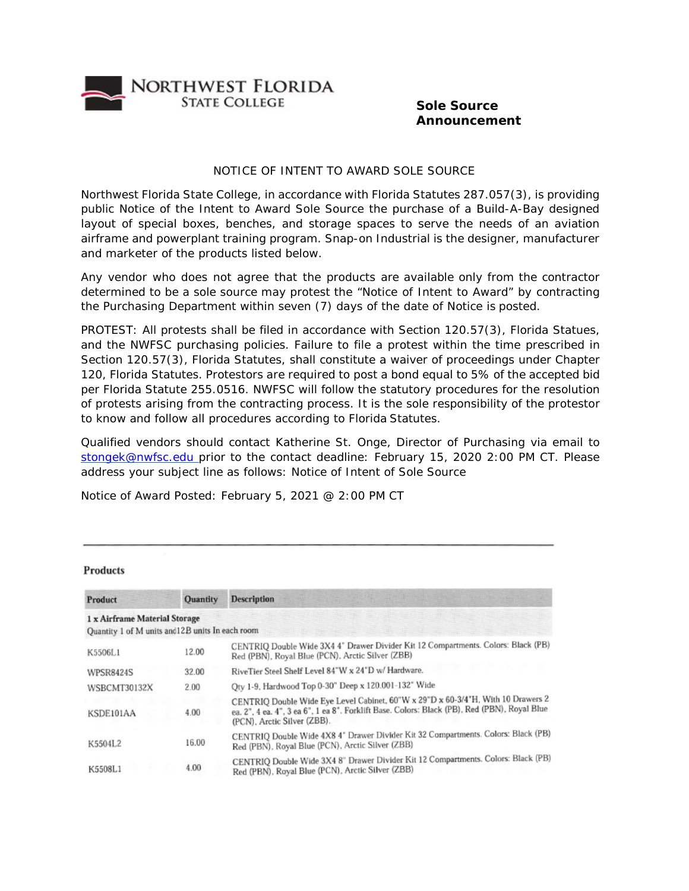# Northwest Florida State College

**Sole Source Announcement**

NOTICE OF INTENT TO AWARD SOLE SOURCE

Northwest Florida State College, in accordance with Florida Statutes 287.057(3), is providing public Notice of the Intent to Award Sole Source the purchase of a Build-A-Bay designed layout of special boxes, benches, and storage spaces to serve the needs of an aviation airframe and powerplant training program. Snap-on Industrial is the designer, manufacturer and marketer of the products listed below.

Any vendor who does not agree that the products are available only from the contractor determined to be a sole source may protest the "Notice of Intent to Award" by contracting the Purchasing Department within seven (7) days of the date of Notice is posted.

PROTEST: All protests shall be filed in accordance with Section 120.57(3), Florida Statues, and the NWFSC purchasing policies. Failure to file a protest within the time prescribed in Section 120.57(3), Florida Statutes, shall constitute a waiver of proceedings under Chapter 120, Florida Statutes. Protestors are required to post a bond equal to 5% of the accepted bid per Florida Statute 255.0516. NWFSC will follow the statutory procedures for the resolution of protests arising from the contracting process. It is the sole responsibility of the protestor to know and follow all procedures according to Florida Statutes.

Qualified vendors should contact Katherine St. Onge, Director of Purchasing via email to stongek@nwfsc.edu prior to the contact deadline: February 15, 2020 2:00 PM CT. Please address your subject line as follows: Notice of Intent of Sole Source

Notice of Award Posted: February 5, 2021 @ 2:00 PM CT

---

## Products

| Product | Quantity | Description |
|---|---|---|
| **1 x Airframe Material Storage** Quantity 1 of M units and12B units In each room | | |
| K5506L1 | 12.00 | CENTRIQ Double Wide 3X4 4" Drawer Divider Kit 12 Compartments. Colors: Black (PB) Red (PBN), Royal Blue (PCN), Arctic Silver (ZBB) |
| WPSR8424S | 32.00 | RiveTier Steel Shelf Level 84"W x 24"D w/ Hardware. |
| WSBCMT30132X | 2.00 | Qty 1-9, Hardwood Top 0-30" Deep x 120.001-132" Wide |
| KSDE101AA | 4.00 | CENTRIQ Double Wide Eye Level Cabinet, 60"W x 29"D x 60-3/4"H, With 10 Drawers 2 ea. 2", 4 ea. 4", 3 ea 6", 1 ea 8". Forklift Base. Colors: Black (PB), Red (PBN), Royal Blue (PCN), Arctic Silver (ZBB). |
| K5504L2 | 16.00 | CENTRIQ Double Wide 4X8 4" Drawer Divider Kit 32 Compartments. Colors: Black (PB) Red (PBN), Royal Blue (PCN), Arctic Silver (ZBB) |
| K5508L1 | 4.00 | CENTRIQ Double Wide 3X4 8" Drawer Divider Kit 12 Compartments. Colors: Black (PB) Red (PBN), Royal Blue (PCN), Arctic Silver (ZBB) |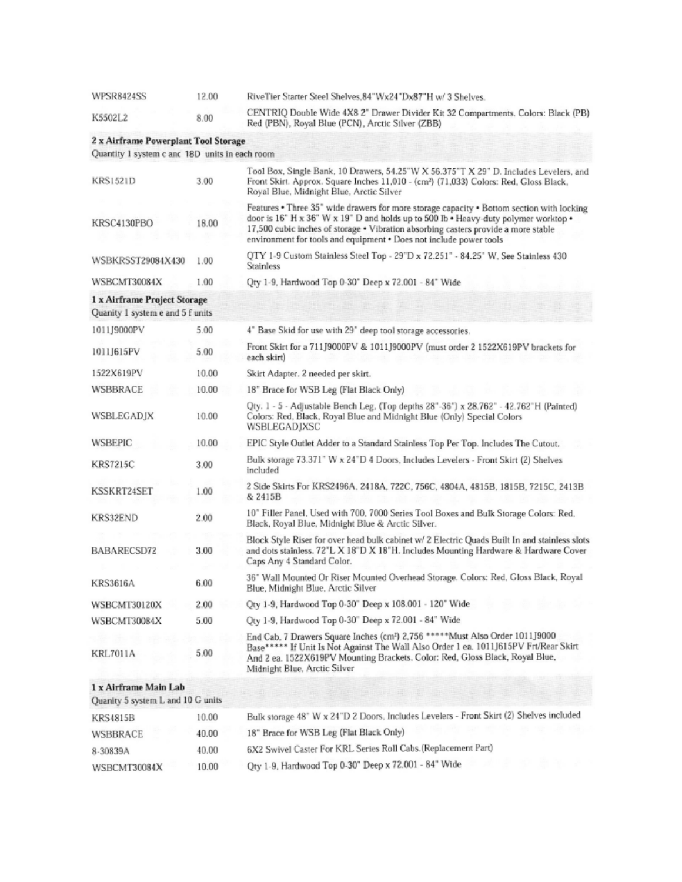| | | |
|---|---|---|
| WPSR8424SS | 12.00 | RiveTier Starter Steel Shelves,84"Wx24"Dx87"H w/ 3 Shelves. |
| K5502L2 | 8.00 | CENTRIQ Double Wide 4X8 2" Drawer Divider Kit 32 Compartments. Colors: Black (PB) Red (PBN), Royal Blue (PCN), Arctic Silver (ZBB) |

**2 x Airframe Powerplant Tool Storage**
Quantity 1 system c anc 18D units in each room

| | | |
|---|---|---|
| KRS1521D | 3.00 | Tool Box, Single Bank, 10 Drawers, 54.25"W X 56.375"T X 29" D. Includes Levelers, and Front Skirt. Approx. Square Inches 11,010 - (cm²) (71,033) Colors: Red, Gloss Black, Royal Blue, Midnight Blue, Arctic Silver |
| KRSC4130PBO | 18.00 | Features • Three 35" wide drawers for more storage capacity • Bottom section with locking door is 16" H x 36" W x 19" D and holds up to 500 lb • Heavy-duty polymer worktop • 17,500 cubic inches of storage • Vibration absorbing casters provide a more stable environment for tools and equipment • Does not include power tools |
| WSBKRSST29084X430 | 1.00 | QTY 1-9 Custom Stainless Steel Top - 29"D x 72.251" - 84.25" W, See Stainless 430 Stainless |
| WSBCMT30084X | 1.00 | Qty 1-9, Hardwood Top 0-30" Deep x 72.001 - 84" Wide |

**1 x Airframe Project Storage**
Quanity 1 system e and 5 f units

| | | |
|---|---|---|
| 1011J9000PV | 5.00 | 4" Base Skid for use with 29" deep tool storage accessories. |
| 1011J615PV | 5.00 | Front Skirt for a 711J9000PV & 1011J9000PV (must order 2 1522X619PV brackets for each skirt) |
| 1522X619PV | 10.00 | Skirt Adapter. 2 needed per skirt. |
| WSBBRACE | 10.00 | 18" Brace for WSB Leg (Flat Black Only) |
| WSBLEGADJX | 10.00 | Qty. 1 - 5 - Adjustable Bench Leg, (Top depths 28"-36") x 28.762" - 42.762"H (Painted) Colors: Red, Black, Royal Blue and Midnight Blue (Only) Special Colors WSBLEGADJXSC |
| WSBEPIC | 10.00 | EPIC Style Outlet Adder to a Standard Stainless Top Per Top. Includes The Cutout. |
| KRS7215C | 3.00 | Bulk storage 73.371" W x 24"D 4 Doors, Includes Levelers - Front Skirt (2) Shelves included |
| KSSKRT24SET | 1.00 | 2 Side Skirts For KRS2496A, 2418A, 722C, 756C, 4804A, 4815B, 1815B, 7215C, 2413B & 2415B |
| KRS32END | 2.00 | 10" Filler Panel, Used with 700, 7000 Series Tool Boxes and Bulk Storage Colors: Red, Black, Royal Blue, Midnight Blue & Arctic Silver. |
| BABARECSD72 | 3.00 | Block Style Riser for over head bulk cabinet w/ 2 Electric Quads Built In and stainless slots and dots stainless. 72"L X 18"D X 18"H. Includes Mounting Hardware & Hardware Cover Caps Any 4 Standard Color. |
| KRS3616A | 6.00 | 36" Wall Mounted Or Riser Mounted Overhead Storage. Colors: Red, Gloss Black, Royal Blue, Midnight Blue, Arctic Silver |
| WSBCMT30120X | 2.00 | Qty 1-9, Hardwood Top 0-30" Deep x 108.001 - 120" Wide |
| WSBCMT30084X | 5.00 | Qty 1-9, Hardwood Top 0-30" Deep x 72.001 - 84" Wide |
| KRL7011A | 5.00 | End Cab, 7 Drawers Square Inches (cm²) 2,756 *****Must Also Order 1011J9000 Base***** If Unit Is Not Against The Wall Also Order 1 ea. 1011J615PV Frt/Rear Skirt And 2 ea. 1522X619PV Mounting Brackets. Color: Red, Gloss Black, Royal Blue, Midnight Blue, Arctic Silver |

**1 x Airframe Main Lab**
Quanity 5 system L and 10 G units

| | | |
|---|---|---|
| KRS4815B | 10.00 | Bulk storage 48" W x 24"D 2 Doors, Includes Levelers - Front Skirt (2) Shelves included |
| WSBBRACE | 40.00 | 18" Brace for WSB Leg (Flat Black Only) |
| 8-30839A | 40.00 | 6X2 Swivel Caster For KRL Series Roll Cabs.(Replacement Part) |
| WSBCMT30084X | 10.00 | Qty 1-9, Hardwood Top 0-30" Deep x 72.001 - 84" Wide |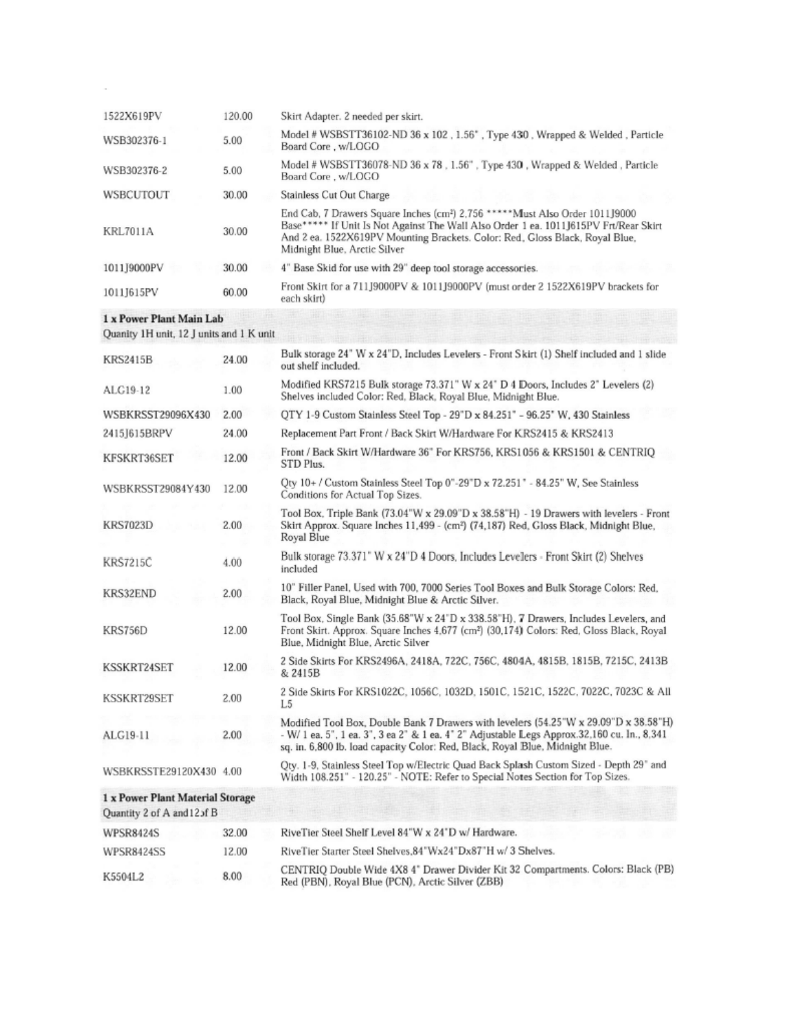| | | |
|---|---|---|
| 1522X619PV | 120.00 | Skirt Adapter. 2 needed per skirt. |
| WSB302376-1 | 5.00 | Model # WSBSTT36102-ND 36 x 102 , 1.56" , Type 430 , Wrapped & Welded , Particle Board Core , w/LOGO |
| WSB302376-2 | 5.00 | Model # WSBSTT36078-ND 36 x 78 , 1.56" , Type 430 , Wrapped & Welded , Particle Board Core , w/LOGO |
| WSBCUTOUT | 30.00 | Stainless Cut Out Charge |
| KRL7011A | 30.00 | End Cab, 7 Drawers Square Inches (cm²) 2,756 *****Must Also Order 1011J9000 Base***** If Unit Is Not Against The Wall Also Order 1 ea. 1011J615PV Frt/Rear Skirt And 2 ea. 1522X619PV Mounting Brackets. Color: Red, Gloss Black, Royal Blue, Midnight Blue, Arctic Silver |
| 1011J9000PV | 30.00 | 4" Base Skid for use with 29" deep tool storage accessories. |
| 1011J615PV | 60.00 | Front Skirt for a 711J9000PV & 1011J9000PV (must order 2 1522X619PV brackets for each skirt) |

**1 x Power Plant Main Lab**
Quanity 1H unit, 12 J units and 1 K unit

| | | |
|---|---|---|
| KRS2415B | 24.00 | Bulk storage 24" W x 24"D, Includes Levelers - Front Skirt (1) Shelf included and 1 slide out shelf included. |
| ALG19-12 | 1.00 | Modified KRS7215 Bulk storage 73.371" W x 24" D 4 Doors, Includes 2" Levelers (2) Shelves included Color: Red, Black, Royal Blue, Midnight Blue. |
| WSBKRSST29096X430 | 2.00 | QTY 1-9 Custom Stainless Steel Top - 29"D x 84.251" - 96.25" W, 430 Stainless |
| 2415J615BRPV | 24.00 | Replacement Part Front / Back Skirt W/Hardware For KRS2415 & KRS2413 |
| KFSKRT36SET | 12.00 | Front / Back Skirt W/Hardware 36" For KRS756, KRS1056 & KRS1501 & CENTRIQ STD Plus. |
| WSBKRSST29084Y430 | 12.00 | Qty 10+ / Custom Stainless Steel Top 0"-29"D x 72.251" - 84.25" W, See Stainless Conditions for Actual Top Sizes. |
| KRS7023D | 2.00 | Tool Box, Triple Bank (73.04"W x 29.09"D x 38.58"H) - 19 Drawers with levelers - Front Skirt Approx. Square Inches 11,499 - (cm²) (74,187) Red, Gloss Black, Midnight Blue, Royal Blue |
| KRS7215C | 4.00 | Bulk storage 73.371" W x 24"D 4 Doors, Includes Levelers - Front Skirt (2) Shelves included |
| KRS32END | 2.00 | 10" Filler Panel, Used with 700, 7000 Series Tool Boxes and Bulk Storage Colors: Red, Black, Royal Blue, Midnight Blue & Arctic Silver. |
| KRS756D | 12.00 | Tool Box, Single Bank (35.68"W x 24"D x 338.58"H), 7 Drawers, Includes Levelers, and Front Skirt. Approx. Square Inches 4,677 (cm²) (30,174) Colors: Red, Gloss Black, Royal Blue, Midnight Blue, Arctic Silver |
| KSSKRT24SET | 12.00 | 2 Side Skirts For KRS2496A, 2418A, 722C, 756C, 4804A, 4815B, 1815B, 7215C, 2413B & 2415B |
| KSSKRT29SET | 2.00 | 2 Side Skirts For KRS1022C, 1056C, 1032D, 1501C, 1521C, 1522C, 7022C, 7023C & All L5 |
| ALG19-11 | 2.00 | Modified Tool Box, Double Bank 7 Drawers with levelers (54.25"W x 29.09"D x 38.58"H) - W/ 1 ea. 5", 1 ea. 3", 3 ea 2" & 1 ea. 4" 2" Adjustable Legs Approx.32,160 cu. In., 8,341 sq. in. 6,800 lb. load capacity Color: Red, Black, Royal Blue, Midnight Blue. |
| WSBKRSSTE29120X430 | 4.00 | Qty. 1-9, Stainless Steel Top w/Electric Quad Back Splash Custom Sized - Depth 29" and Width 108.251" - 120.25" - NOTE: Refer to Special Notes Section for Top Sizes. |

**1 x Power Plant Material Storage**
Quantity 2 of A and 12 of B

| | | |
|---|---|---|
| WPSR8424S | 32.00 | RiveTier Steel Shelf Level 84"W x 24"D w/ Hardware. |
| WPSR8424SS | 12.00 | RiveTier Starter Steel Shelves,84"Wx24"Dx87"H w/ 3 Shelves. |
| K5504L2 | 8.00 | CENTRIQ Double Wide 4X8 4" Drawer Divider Kit 32 Compartments. Colors: Black (PB) Red (PBN), Royal Blue (PCN), Arctic Silver (ZBB) |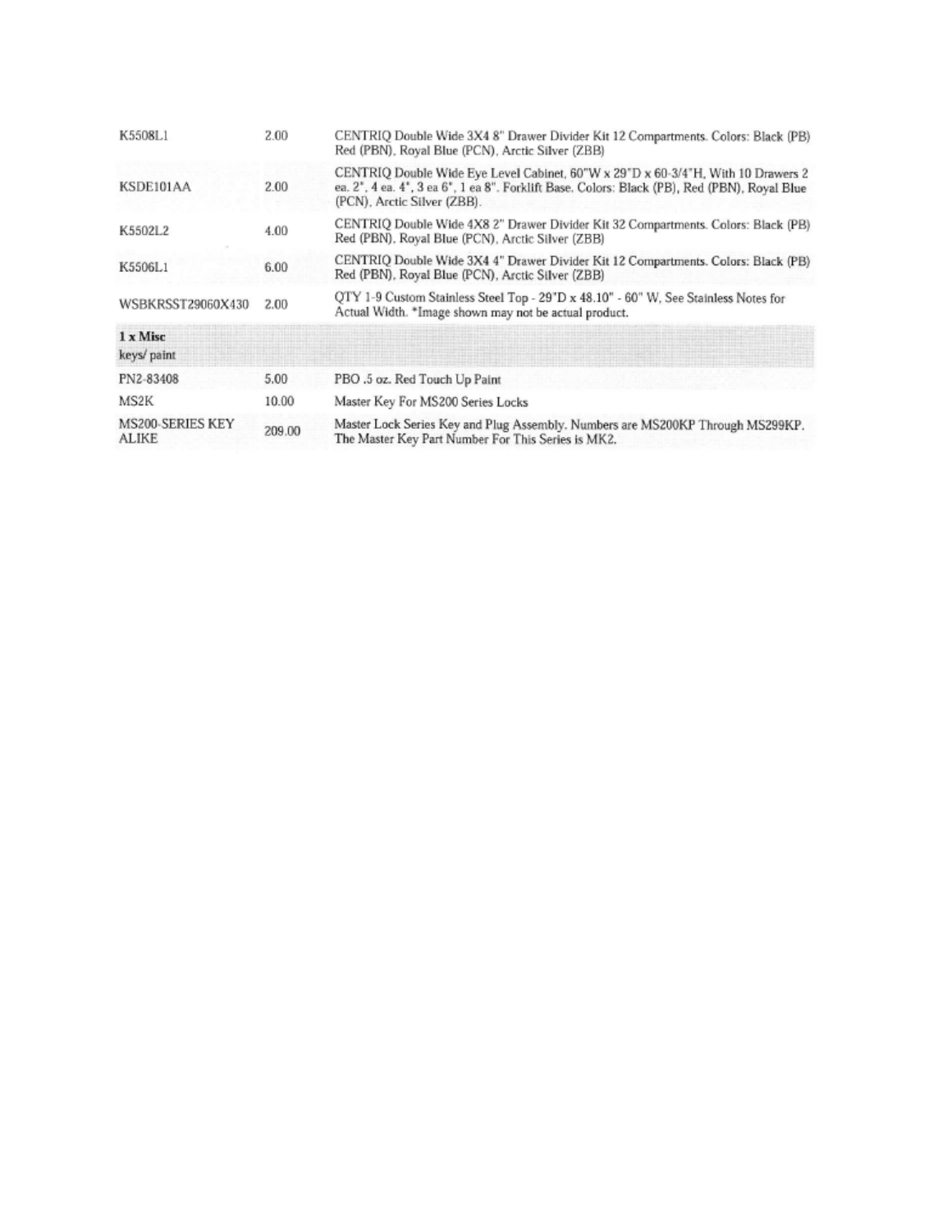| | | |
|---|---|---|
| K5508L1 | 2.00 | CENTRIQ Double Wide 3X4 8" Drawer Divider Kit 12 Compartments. Colors: Black (PB) Red (PBN), Royal Blue (PCN), Arctic Silver (ZBB) |
| KSDE101AA | 2.00 | CENTRIQ Double Wide Eye Level Cabinet, 60"W x 29"D x 60-3/4"H, With 10 Drawers 2 ea. 2", 4 ea. 4", 3 ea 6", 1 ea 8". Forklift Base. Colors: Black (PB), Red (PBN), Royal Blue (PCN), Arctic Silver (ZBB). |
| K5502L2 | 4.00 | CENTRIQ Double Wide 4X8 2" Drawer Divider Kit 32 Compartments. Colors: Black (PB) Red (PBN), Royal Blue (PCN), Arctic Silver (ZBB) |
| K5506L1 | 6.00 | CENTRIQ Double Wide 3X4 4" Drawer Divider Kit 12 Compartments. Colors: Black (PB) Red (PBN), Royal Blue (PCN), Arctic Silver (ZBB) |
| WSBKRSST29060X430 | 2.00 | QTY 1-9 Custom Stainless Steel Top - 29"D x 48.10" - 60" W, See Stainless Notes for Actual Width. *Image shown may not be actual product. |
| **1 x Misc** keys/ paint | | |
| PN2-83408 | 5.00 | PBO .5 oz. Red Touch Up Paint |
| MS2K | 10.00 | Master Key For MS200 Series Locks |
| MS200-SERIES KEY ALIKE | 209.00 | Master Lock Series Key and Plug Assembly. Numbers are MS200KP Through MS299KP. The Master Key Part Number For This Series is MK2. |